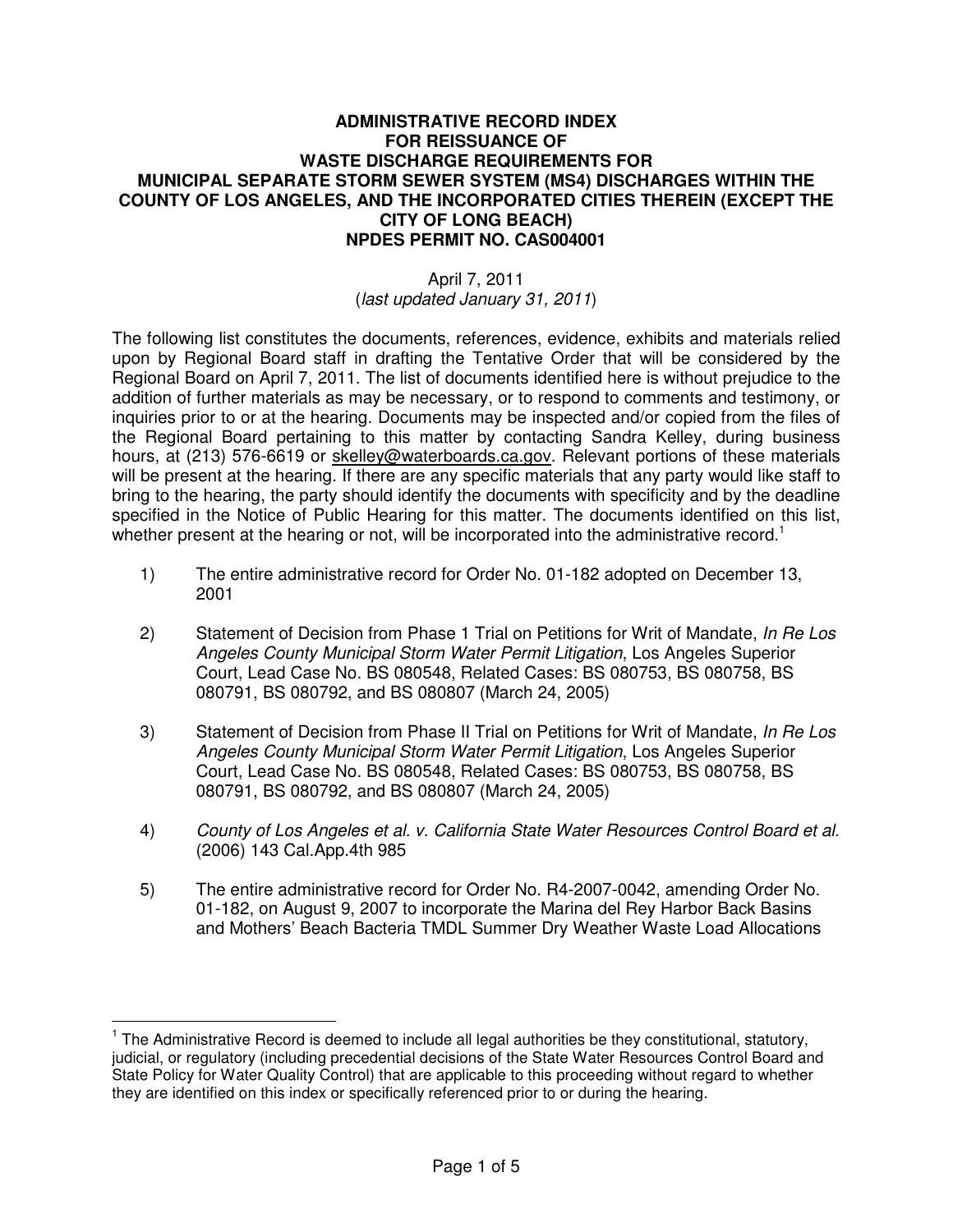# ADMINISTRATIVE RECORD INDEX FOR REISSUANCE OF WASTE DISCHARGE REQUIREMENTS FOR MUNICIPAL SEPARATE STORM SEWER SYSTEM (MS4) DISCHARGES WITHIN THE COUNTY OF LOS ANGELES, AND THE INCORPORATED CITIES THEREIN (EXCEPT THE CITY OF LONG BEACH) NPDES PERMIT NO. CAS004001

April 7, 2011
(*last updated January 31, 2011*)

The following list constitutes the documents, references, evidence, exhibits and materials relied upon by Regional Board staff in drafting the Tentative Order that will be considered by the Regional Board on April 7, 2011. The list of documents identified here is without prejudice to the addition of further materials as may be necessary, or to respond to comments and testimony, or inquiries prior to or at the hearing. Documents may be inspected and/or copied from the files of the Regional Board pertaining to this matter by contacting Sandra Kelley, during business hours, at (213) 576-6619 or skelley@waterboards.ca.gov. Relevant portions of these materials will be present at the hearing. If there are any specific materials that any party would like staff to bring to the hearing, the party should identify the documents with specificity and by the deadline specified in the Notice of Public Hearing for this matter. The documents identified on this list, whether present at the hearing or not, will be incorporated into the administrative record.[1]

1) The entire administrative record for Order No. 01-182 adopted on December 13, 2001

2) Statement of Decision from Phase 1 Trial on Petitions for Writ of Mandate, *In Re Los Angeles County Municipal Storm Water Permit Litigation*, Los Angeles Superior Court, Lead Case No. BS 080548, Related Cases: BS 080753, BS 080758, BS 080791, BS 080792, and BS 080807 (March 24, 2005)

3) Statement of Decision from Phase II Trial on Petitions for Writ of Mandate, *In Re Los Angeles County Municipal Storm Water Permit Litigation*, Los Angeles Superior Court, Lead Case No. BS 080548, Related Cases: BS 080753, BS 080758, BS 080791, BS 080792, and BS 080807 (March 24, 2005)

4) *County of Los Angeles et al. v. California State Water Resources Control Board et al.* (2006) 143 Cal.App.4th 985

5) The entire administrative record for Order No. R4-2007-0042, amending Order No. 01-182, on August 9, 2007 to incorporate the Marina del Rey Harbor Back Basins and Mothers' Beach Bacteria TMDL Summer Dry Weather Waste Load Allocations

---

[1] The Administrative Record is deemed to include all legal authorities be they constitutional, statutory, judicial, or regulatory (including precedential decisions of the State Water Resources Control Board and State Policy for Water Quality Control) that are applicable to this proceeding without regard to whether they are identified on this index or specifically referenced prior to or during the hearing.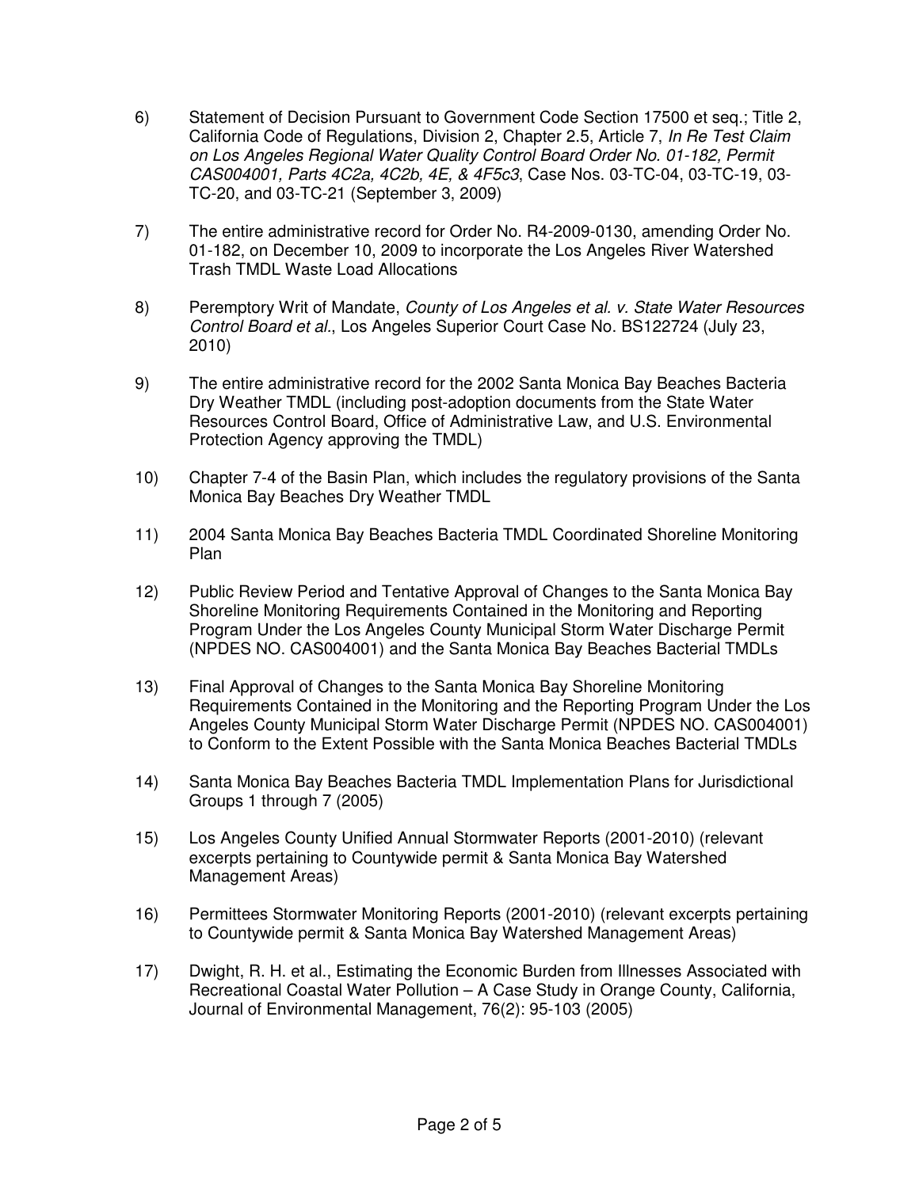6) Statement of Decision Pursuant to Government Code Section 17500 et seq.; Title 2, California Code of Regulations, Division 2, Chapter 2.5, Article 7, *In Re Test Claim on Los Angeles Regional Water Quality Control Board Order No. 01-182, Permit CAS004001, Parts 4C2a, 4C2b, 4E, & 4F5c3*, Case Nos. 03-TC-04, 03-TC-19, 03-TC-20, and 03-TC-21 (September 3, 2009)

7) The entire administrative record for Order No. R4-2009-0130, amending Order No. 01-182, on December 10, 2009 to incorporate the Los Angeles River Watershed Trash TMDL Waste Load Allocations

8) Peremptory Writ of Mandate, *County of Los Angeles et al. v. State Water Resources Control Board et al.*, Los Angeles Superior Court Case No. BS122724 (July 23, 2010)

9) The entire administrative record for the 2002 Santa Monica Bay Beaches Bacteria Dry Weather TMDL (including post-adoption documents from the State Water Resources Control Board, Office of Administrative Law, and U.S. Environmental Protection Agency approving the TMDL)

10) Chapter 7-4 of the Basin Plan, which includes the regulatory provisions of the Santa Monica Bay Beaches Dry Weather TMDL

11) 2004 Santa Monica Bay Beaches Bacteria TMDL Coordinated Shoreline Monitoring Plan

12) Public Review Period and Tentative Approval of Changes to the Santa Monica Bay Shoreline Monitoring Requirements Contained in the Monitoring and Reporting Program Under the Los Angeles County Municipal Storm Water Discharge Permit (NPDES NO. CAS004001) and the Santa Monica Bay Beaches Bacterial TMDLs

13) Final Approval of Changes to the Santa Monica Bay Shoreline Monitoring Requirements Contained in the Monitoring and the Reporting Program Under the Los Angeles County Municipal Storm Water Discharge Permit (NPDES NO. CAS004001) to Conform to the Extent Possible with the Santa Monica Beaches Bacterial TMDLs

14) Santa Monica Bay Beaches Bacteria TMDL Implementation Plans for Jurisdictional Groups 1 through 7 (2005)

15) Los Angeles County Unified Annual Stormwater Reports (2001-2010) (relevant excerpts pertaining to Countywide permit & Santa Monica Bay Watershed Management Areas)

16) Permittees Stormwater Monitoring Reports (2001-2010) (relevant excerpts pertaining to Countywide permit & Santa Monica Bay Watershed Management Areas)

17) Dwight, R. H. et al., Estimating the Economic Burden from Illnesses Associated with Recreational Coastal Water Pollution – A Case Study in Orange County, California, Journal of Environmental Management, 76(2): 95-103 (2005)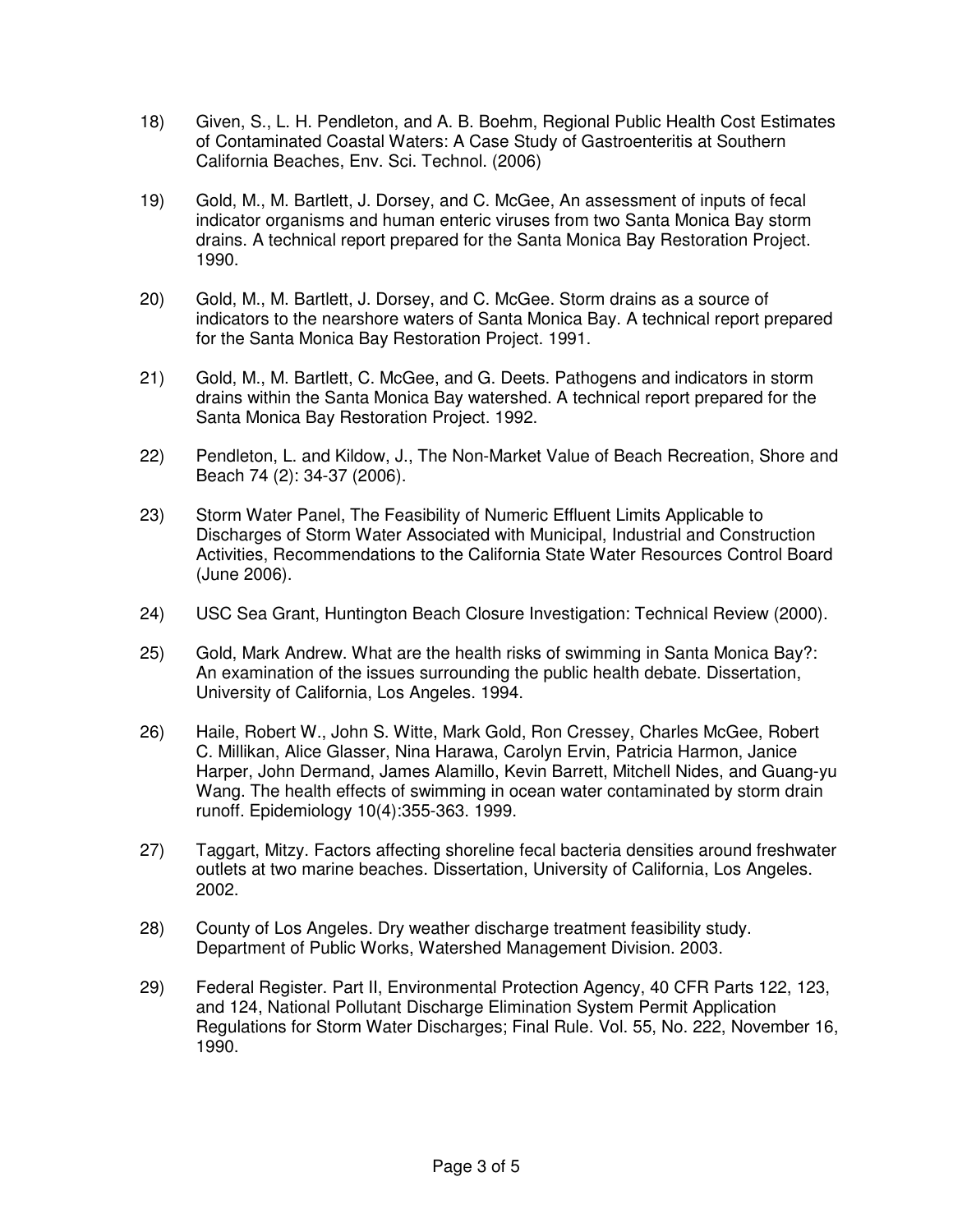18) Given, S., L. H. Pendleton, and A. B. Boehm, Regional Public Health Cost Estimates of Contaminated Coastal Waters: A Case Study of Gastroenteritis at Southern California Beaches, Env. Sci. Technol. (2006)

19) Gold, M., M. Bartlett, J. Dorsey, and C. McGee, An assessment of inputs of fecal indicator organisms and human enteric viruses from two Santa Monica Bay storm drains. A technical report prepared for the Santa Monica Bay Restoration Project. 1990.

20) Gold, M., M. Bartlett, J. Dorsey, and C. McGee. Storm drains as a source of indicators to the nearshore waters of Santa Monica Bay. A technical report prepared for the Santa Monica Bay Restoration Project. 1991.

21) Gold, M., M. Bartlett, C. McGee, and G. Deets. Pathogens and indicators in storm drains within the Santa Monica Bay watershed. A technical report prepared for the Santa Monica Bay Restoration Project. 1992.

22) Pendleton, L. and Kildow, J., The Non-Market Value of Beach Recreation, Shore and Beach 74 (2): 34-37 (2006).

23) Storm Water Panel, The Feasibility of Numeric Effluent Limits Applicable to Discharges of Storm Water Associated with Municipal, Industrial and Construction Activities, Recommendations to the California State Water Resources Control Board (June 2006).

24) USC Sea Grant, Huntington Beach Closure Investigation: Technical Review (2000).

25) Gold, Mark Andrew. What are the health risks of swimming in Santa Monica Bay?: An examination of the issues surrounding the public health debate. Dissertation, University of California, Los Angeles. 1994.

26) Haile, Robert W., John S. Witte, Mark Gold, Ron Cressey, Charles McGee, Robert C. Millikan, Alice Glasser, Nina Harawa, Carolyn Ervin, Patricia Harmon, Janice Harper, John Dermand, James Alamillo, Kevin Barrett, Mitchell Nides, and Guang-yu Wang. The health effects of swimming in ocean water contaminated by storm drain runoff. Epidemiology 10(4):355-363. 1999.

27) Taggart, Mitzy. Factors affecting shoreline fecal bacteria densities around freshwater outlets at two marine beaches. Dissertation, University of California, Los Angeles. 2002.

28) County of Los Angeles. Dry weather discharge treatment feasibility study. Department of Public Works, Watershed Management Division. 2003.

29) Federal Register. Part II, Environmental Protection Agency, 40 CFR Parts 122, 123, and 124, National Pollutant Discharge Elimination System Permit Application Regulations for Storm Water Discharges; Final Rule. Vol. 55, No. 222, November 16, 1990.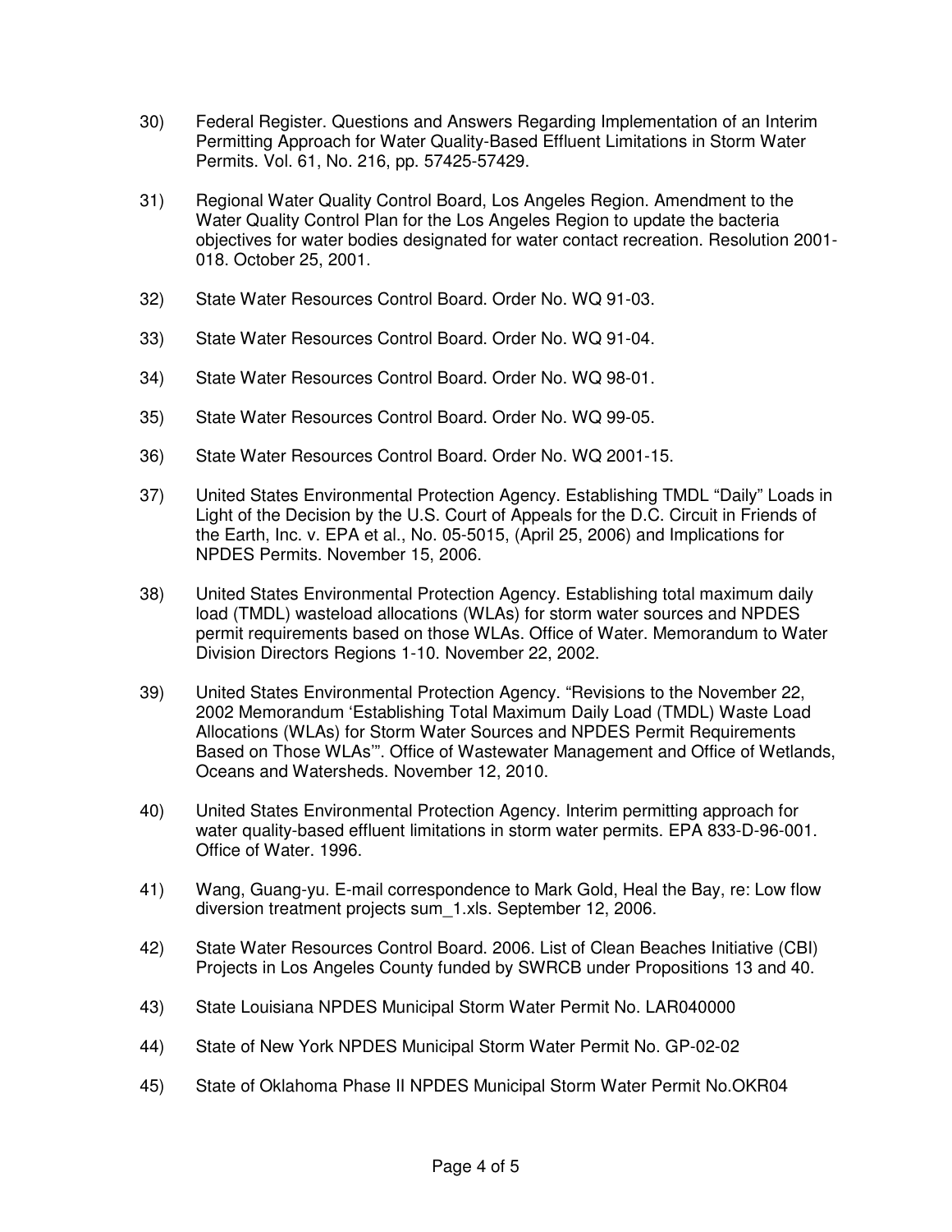30) Federal Register. Questions and Answers Regarding Implementation of an Interim Permitting Approach for Water Quality-Based Effluent Limitations in Storm Water Permits. Vol. 61, No. 216, pp. 57425-57429.

31) Regional Water Quality Control Board, Los Angeles Region. Amendment to the Water Quality Control Plan for the Los Angeles Region to update the bacteria objectives for water bodies designated for water contact recreation. Resolution 2001-018. October 25, 2001.

32) State Water Resources Control Board. Order No. WQ 91-03.

33) State Water Resources Control Board. Order No. WQ 91-04.

34) State Water Resources Control Board. Order No. WQ 98-01.

35) State Water Resources Control Board. Order No. WQ 99-05.

36) State Water Resources Control Board. Order No. WQ 2001-15.

37) United States Environmental Protection Agency. Establishing TMDL "Daily" Loads in Light of the Decision by the U.S. Court of Appeals for the D.C. Circuit in Friends of the Earth, Inc. v. EPA et al., No. 05-5015, (April 25, 2006) and Implications for NPDES Permits. November 15, 2006.

38) United States Environmental Protection Agency. Establishing total maximum daily load (TMDL) wasteload allocations (WLAs) for storm water sources and NPDES permit requirements based on those WLAs. Office of Water. Memorandum to Water Division Directors Regions 1-10. November 22, 2002.

39) United States Environmental Protection Agency. "Revisions to the November 22, 2002 Memorandum 'Establishing Total Maximum Daily Load (TMDL) Waste Load Allocations (WLAs) for Storm Water Sources and NPDES Permit Requirements Based on Those WLAs'". Office of Wastewater Management and Office of Wetlands, Oceans and Watersheds. November 12, 2010.

40) United States Environmental Protection Agency. Interim permitting approach for water quality-based effluent limitations in storm water permits. EPA 833-D-96-001. Office of Water. 1996.

41) Wang, Guang-yu. E-mail correspondence to Mark Gold, Heal the Bay, re: Low flow diversion treatment projects sum_1.xls. September 12, 2006.

42) State Water Resources Control Board. 2006. List of Clean Beaches Initiative (CBI) Projects in Los Angeles County funded by SWRCB under Propositions 13 and 40.

43) State Louisiana NPDES Municipal Storm Water Permit No. LAR040000

44) State of New York NPDES Municipal Storm Water Permit No. GP-02-02

45) State of Oklahoma Phase II NPDES Municipal Storm Water Permit No.OKR04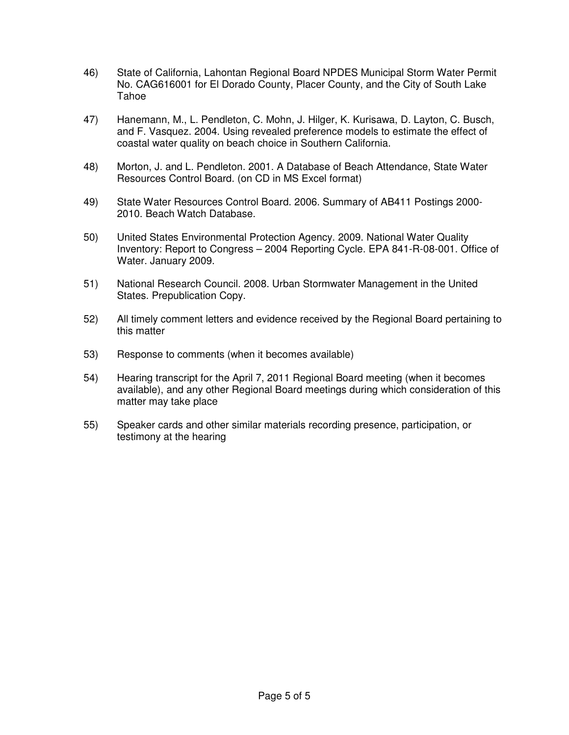46) State of California, Lahontan Regional Board NPDES Municipal Storm Water Permit No. CAG616001 for El Dorado County, Placer County, and the City of South Lake Tahoe

47) Hanemann, M., L. Pendleton, C. Mohn, J. Hilger, K. Kurisawa, D. Layton, C. Busch, and F. Vasquez. 2004. Using revealed preference models to estimate the effect of coastal water quality on beach choice in Southern California.

48) Morton, J. and L. Pendleton. 2001. A Database of Beach Attendance, State Water Resources Control Board. (on CD in MS Excel format)

49) State Water Resources Control Board. 2006. Summary of AB411 Postings 2000-2010. Beach Watch Database.

50) United States Environmental Protection Agency. 2009. National Water Quality Inventory: Report to Congress – 2004 Reporting Cycle. EPA 841-R-08-001. Office of Water. January 2009.

51) National Research Council. 2008. Urban Stormwater Management in the United States. Prepublication Copy.

52) All timely comment letters and evidence received by the Regional Board pertaining to this matter

53) Response to comments (when it becomes available)

54) Hearing transcript for the April 7, 2011 Regional Board meeting (when it becomes available), and any other Regional Board meetings during which consideration of this matter may take place

55) Speaker cards and other similar materials recording presence, participation, or testimony at the hearing